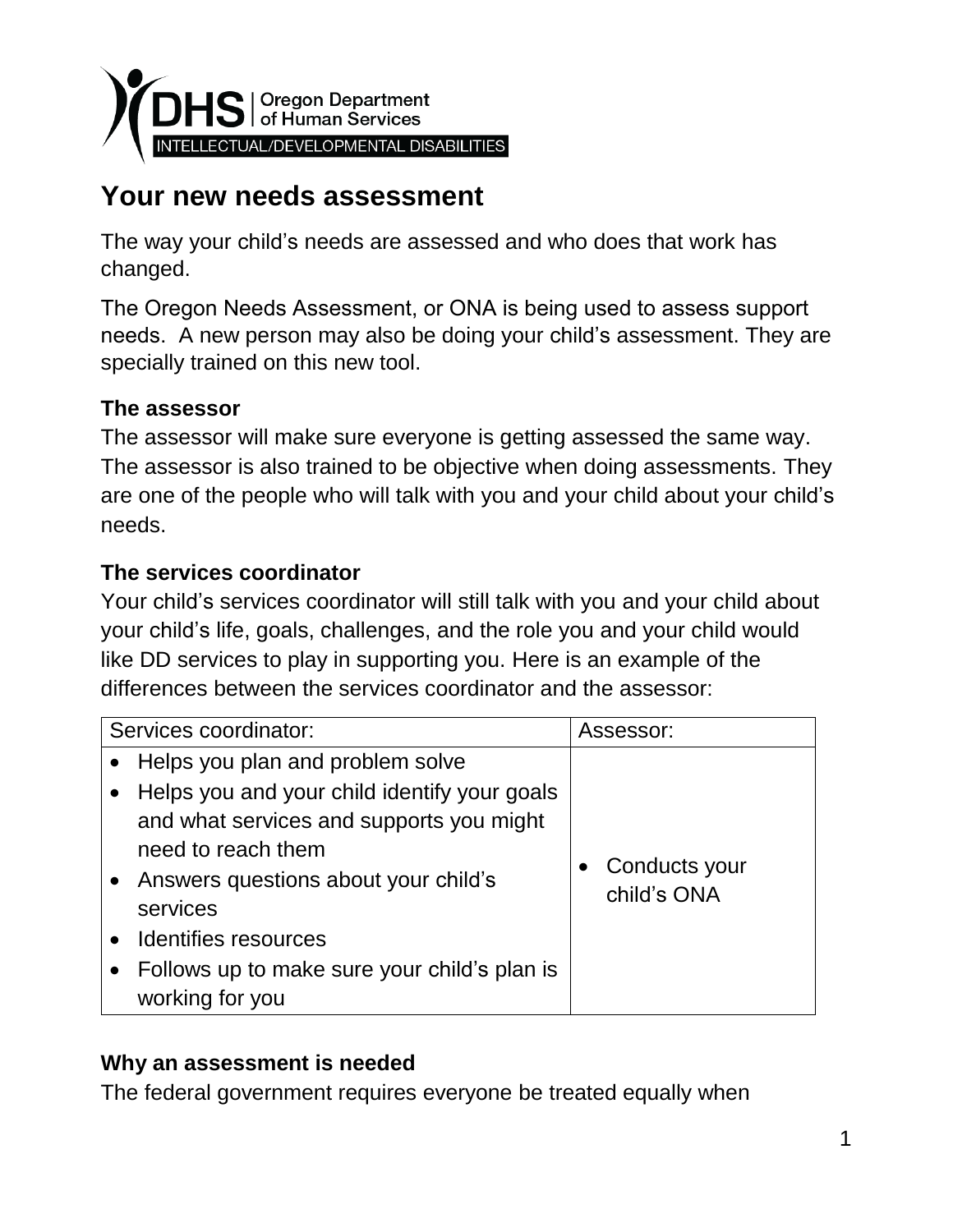DHS | Oregon Department of Human Services

INTELLECTUAL/DEVELOPMENTAL DISABILITIES

# Your new needs assessment

The way your child's needs are assessed and who does that work has changed.

The Oregon Needs Assessment, or ONA is being used to assess support needs. A new person may also be doing your child's assessment. They are specially trained on this new tool.

### The assessor

The assessor will make sure everyone is getting assessed the same way. The assessor is also trained to be objective when doing assessments. They are one of the people who will talk with you and your child about your child's needs.

### The services coordinator

Your child's services coordinator will still talk with you and your child about your child's life, goals, challenges, and the role you and your child would like DD services to play in supporting you. Here is an example of the differences between the services coordinator and the assessor:

| Services coordinator: | Assessor: |
|---|---|
| • Helps you plan and problem solve<br>• Helps you and your child identify your goals and what services and supports you might need to reach them<br>• Answers questions about your child's services<br>• Identifies resources<br>• Follows up to make sure your child's plan is working for you | • Conducts your child's ONA |

### Why an assessment is needed

The federal government requires everyone be treated equally when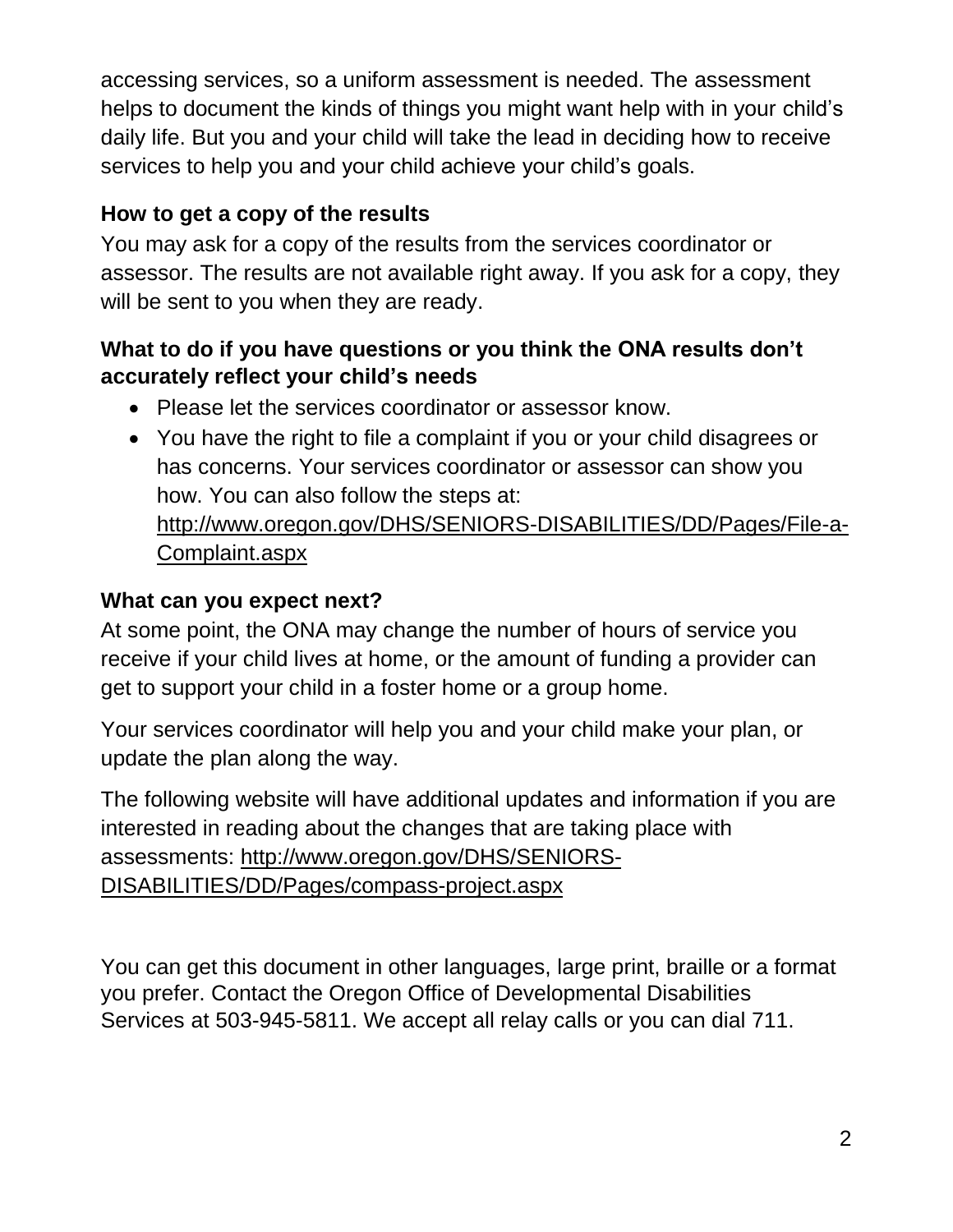accessing services, so a uniform assessment is needed. The assessment helps to document the kinds of things you might want help with in your child's daily life. But you and your child will take the lead in deciding how to receive services to help you and your child achieve your child's goals.

**How to get a copy of the results**

You may ask for a copy of the results from the services coordinator or assessor. The results are not available right away. If you ask for a copy, they will be sent to you when they are ready.

**What to do if you have questions or you think the ONA results don't accurately reflect your child's needs**

- Please let the services coordinator or assessor know.
- You have the right to file a complaint if you or your child disagrees or has concerns. Your services coordinator or assessor can show you how. You can also follow the steps at: http://www.oregon.gov/DHS/SENIORS-DISABILITIES/DD/Pages/File-a-Complaint.aspx

**What can you expect next?**

At some point, the ONA may change the number of hours of service you receive if your child lives at home, or the amount of funding a provider can get to support your child in a foster home or a group home.

Your services coordinator will help you and your child make your plan, or update the plan along the way.

The following website will have additional updates and information if you are interested in reading about the changes that are taking place with assessments: http://www.oregon.gov/DHS/SENIORS-DISABILITIES/DD/Pages/compass-project.aspx

You can get this document in other languages, large print, braille or a format you prefer. Contact the Oregon Office of Developmental Disabilities Services at 503-945-5811. We accept all relay calls or you can dial 711.